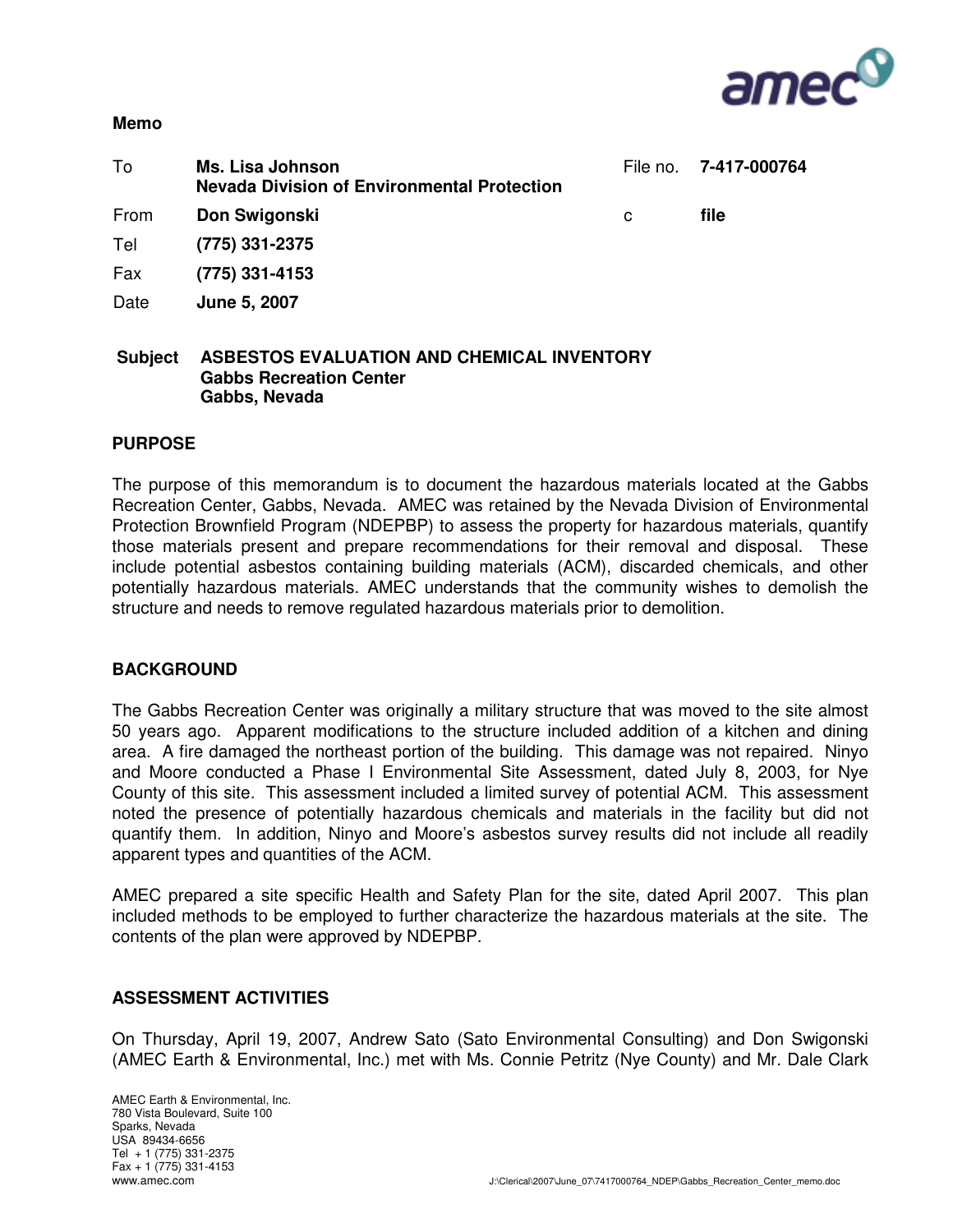**Memo**

| | | | |
|---|---|---|---|
| To | **Ms. Lisa Johnson**<br>**Nevada Division of Environmental Protection** | File no. | **7-417-000764** |
| From | **Don Swigonski** | c | **file** |
| Tel | **(775) 331-2375** | | |
| Fax | **(775) 331-4153** | | |
| Date | **June 5, 2007** | | |

**Subject** **ASBESTOS EVALUATION AND CHEMICAL INVENTORY**
**Gabbs Recreation Center**
**Gabbs, Nevada**

## PURPOSE

The purpose of this memorandum is to document the hazardous materials located at the Gabbs Recreation Center, Gabbs, Nevada. AMEC was retained by the Nevada Division of Environmental Protection Brownfield Program (NDEPBP) to assess the property for hazardous materials, quantify those materials present and prepare recommendations for their removal and disposal. These include potential asbestos containing building materials (ACM), discarded chemicals, and other potentially hazardous materials. AMEC understands that the community wishes to demolish the structure and needs to remove regulated hazardous materials prior to demolition.

## BACKGROUND

The Gabbs Recreation Center was originally a military structure that was moved to the site almost 50 years ago. Apparent modifications to the structure included addition of a kitchen and dining area. A fire damaged the northeast portion of the building. This damage was not repaired. Ninyo and Moore conducted a Phase I Environmental Site Assessment, dated July 8, 2003, for Nye County of this site. This assessment included a limited survey of potential ACM. This assessment noted the presence of potentially hazardous chemicals and materials in the facility but did not quantify them. In addition, Ninyo and Moore's asbestos survey results did not include all readily apparent types and quantities of the ACM.

AMEC prepared a site specific Health and Safety Plan for the site, dated April 2007. This plan included methods to be employed to further characterize the hazardous materials at the site. The contents of the plan were approved by NDEPBP.

## ASSESSMENT ACTIVITIES

On Thursday, April 19, 2007, Andrew Sato (Sato Environmental Consulting) and Don Swigonski (AMEC Earth & Environmental, Inc.) met with Ms. Connie Petritz (Nye County) and Mr. Dale Clark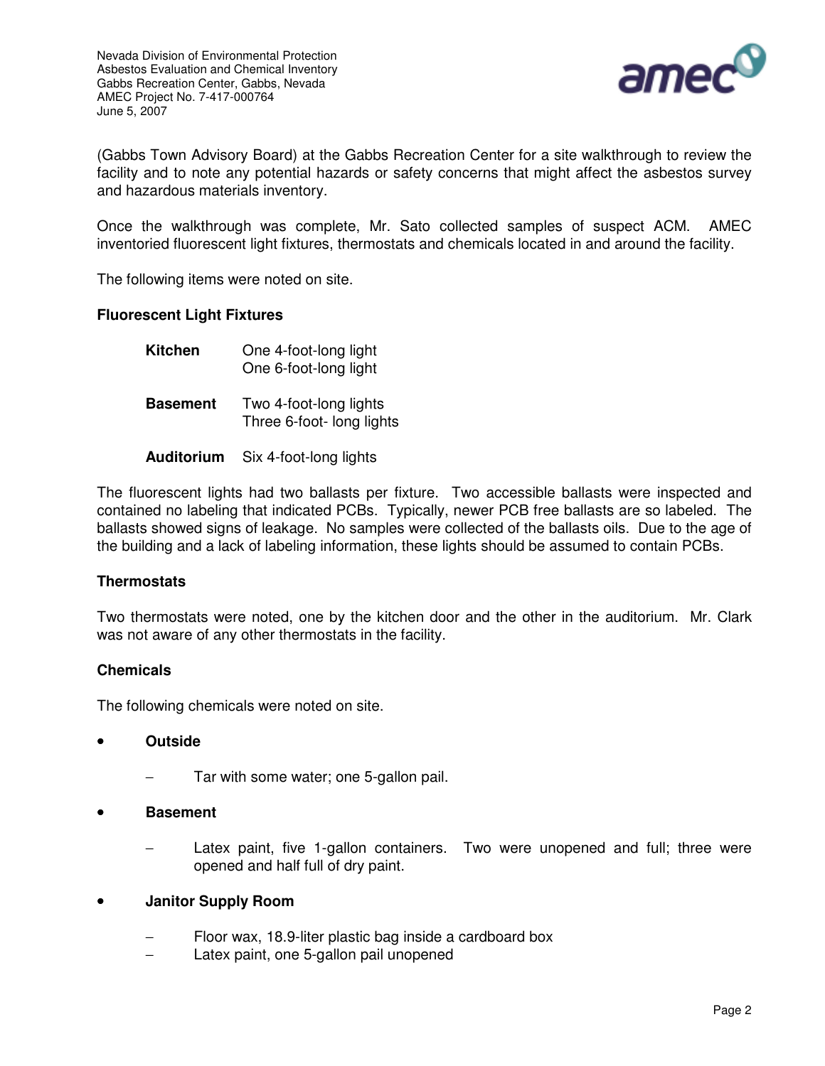(Gabbs Town Advisory Board) at the Gabbs Recreation Center for a site walkthrough to review the facility and to note any potential hazards or safety concerns that might affect the asbestos survey and hazardous materials inventory.

Once the walkthrough was complete, Mr. Sato collected samples of suspect ACM. AMEC inventoried fluorescent light fixtures, thermostats and chemicals located in and around the facility.

The following items were noted on site.

**Fluorescent Light Fixtures**

**Kitchen** One 4-foot-long light
One 6-foot-long light

**Basement** Two 4-foot-long lights
Three 6-foot- long lights

**Auditorium** Six 4-foot-long lights

The fluorescent lights had two ballasts per fixture. Two accessible ballasts were inspected and contained no labeling that indicated PCBs. Typically, newer PCB free ballasts are so labeled. The ballasts showed signs of leakage. No samples were collected of the ballasts oils. Due to the age of the building and a lack of labeling information, these lights should be assumed to contain PCBs.

**Thermostats**

Two thermostats were noted, one by the kitchen door and the other in the auditorium. Mr. Clark was not aware of any other thermostats in the facility.

**Chemicals**

The following chemicals were noted on site.

- **Outside**
  - Tar with some water; one 5-gallon pail.
- **Basement**
  - Latex paint, five 1-gallon containers. Two were unopened and full; three were opened and half full of dry paint.
- **Janitor Supply Room**
  - Floor wax, 18.9-liter plastic bag inside a cardboard box
  - Latex paint, one 5-gallon pail unopened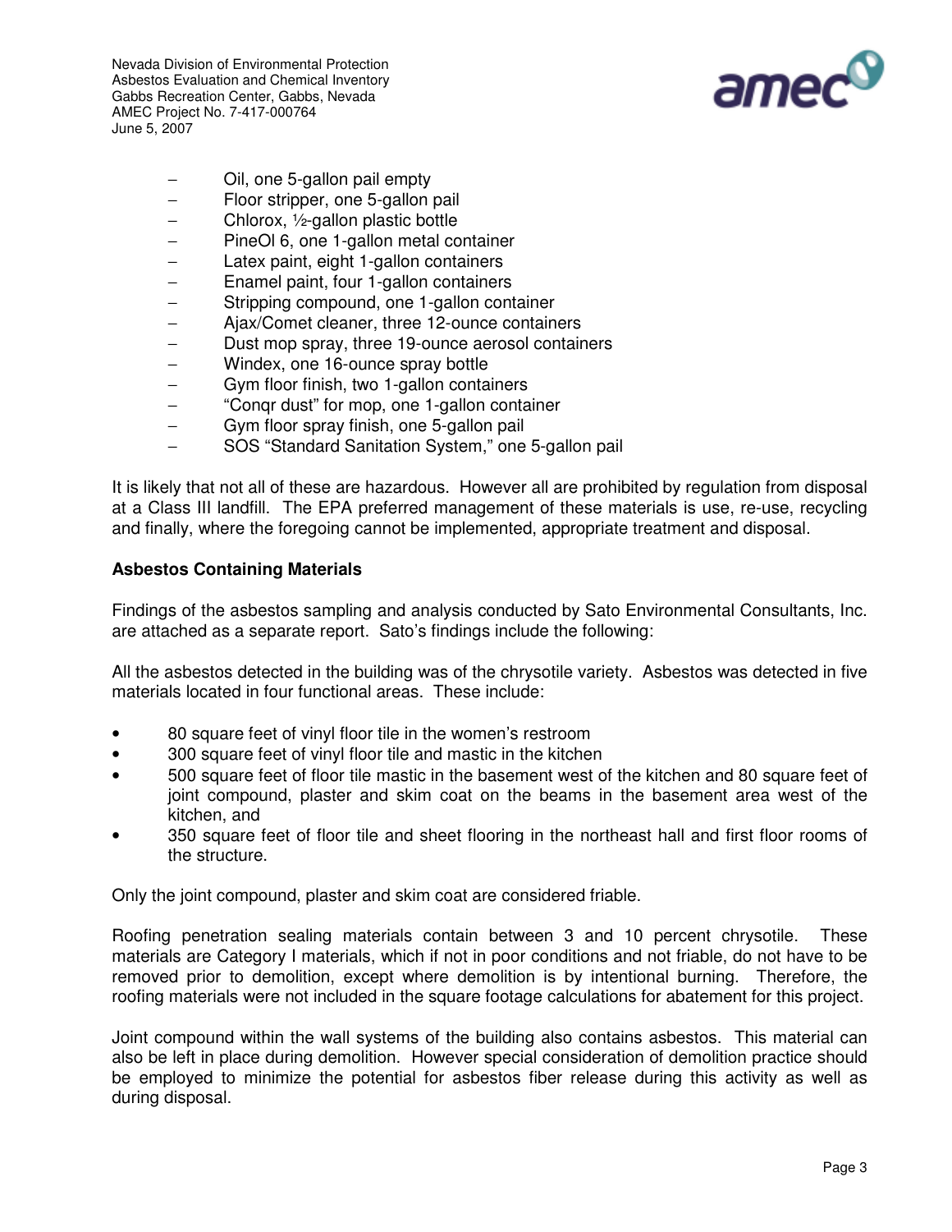- Oil, one 5-gallon pail empty
- Floor stripper, one 5-gallon pail
- Chlorox, ½-gallon plastic bottle
- PineOl 6, one 1-gallon metal container
- Latex paint, eight 1-gallon containers
- Enamel paint, four 1-gallon containers
- Stripping compound, one 1-gallon container
- Ajax/Comet cleaner, three 12-ounce containers
- Dust mop spray, three 19-ounce aerosol containers
- Windex, one 16-ounce spray bottle
- Gym floor finish, two 1-gallon containers
- "Conqr dust" for mop, one 1-gallon container
- Gym floor spray finish, one 5-gallon pail
- SOS "Standard Sanitation System," one 5-gallon pail

It is likely that not all of these are hazardous. However all are prohibited by regulation from disposal at a Class III landfill. The EPA preferred management of these materials is use, re-use, recycling and finally, where the foregoing cannot be implemented, appropriate treatment and disposal.

**Asbestos Containing Materials**

Findings of the asbestos sampling and analysis conducted by Sato Environmental Consultants, Inc. are attached as a separate report. Sato's findings include the following:

All the asbestos detected in the building was of the chrysotile variety. Asbestos was detected in five materials located in four functional areas. These include:

- 80 square feet of vinyl floor tile in the women's restroom
- 300 square feet of vinyl floor tile and mastic in the kitchen
- 500 square feet of floor tile mastic in the basement west of the kitchen and 80 square feet of joint compound, plaster and skim coat on the beams in the basement area west of the kitchen, and
- 350 square feet of floor tile and sheet flooring in the northeast hall and first floor rooms of the structure.

Only the joint compound, plaster and skim coat are considered friable.

Roofing penetration sealing materials contain between 3 and 10 percent chrysotile. These materials are Category I materials, which if not in poor conditions and not friable, do not have to be removed prior to demolition, except where demolition is by intentional burning. Therefore, the roofing materials were not included in the square footage calculations for abatement for this project.

Joint compound within the wall systems of the building also contains asbestos. This material can also be left in place during demolition. However special consideration of demolition practice should be employed to minimize the potential for asbestos fiber release during this activity as well as during disposal.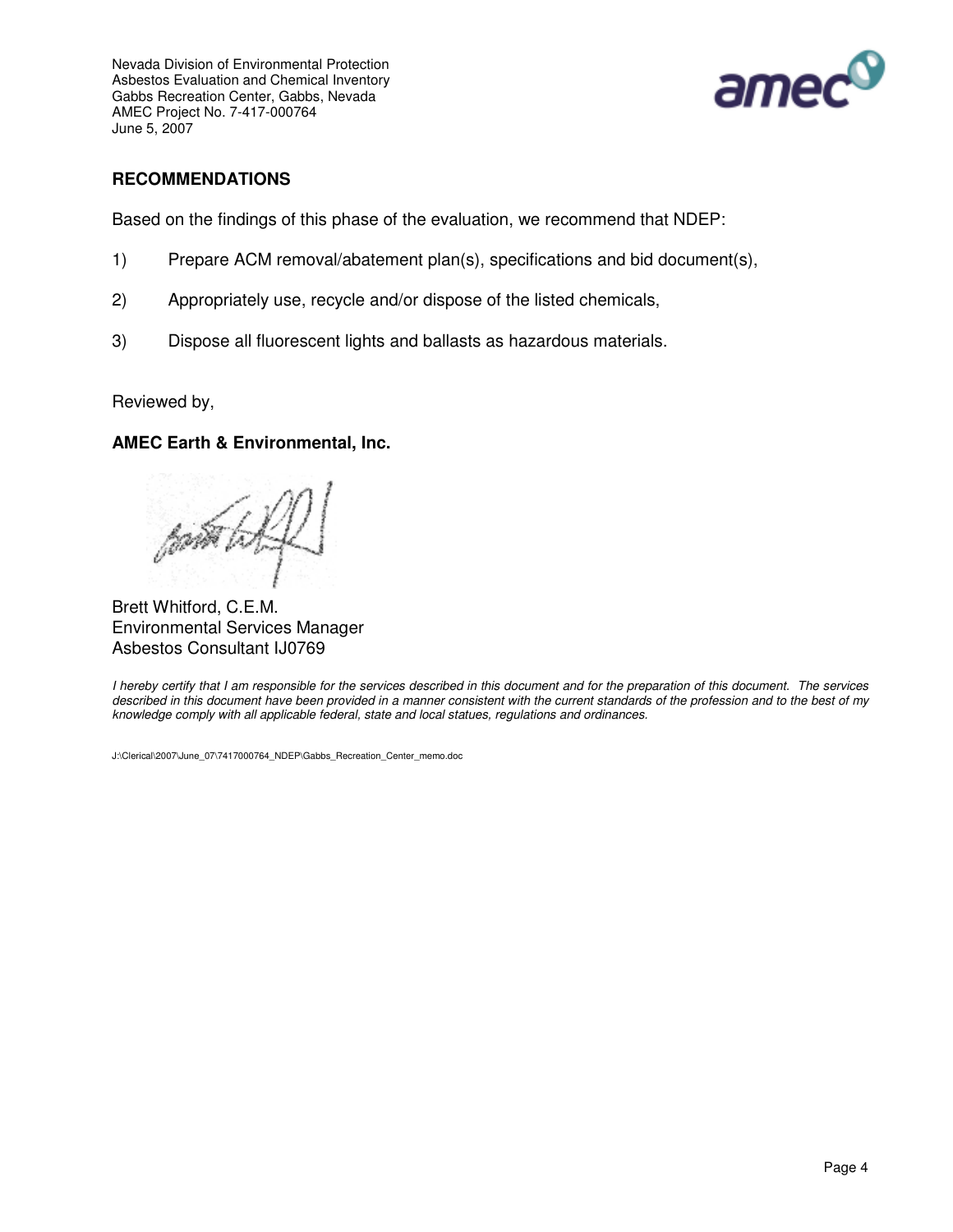## RECOMMENDATIONS

Based on the findings of this phase of the evaluation, we recommend that NDEP:

1) Prepare ACM removal/abatement plan(s), specifications and bid document(s),

2) Appropriately use, recycle and/or dispose of the listed chemicals,

3) Dispose all fluorescent lights and ballasts as hazardous materials.

Reviewed by,

**AMEC Earth & Environmental, Inc.**

Brett Whitford, C.E.M.
Environmental Services Manager
Asbestos Consultant IJ0769

*I hereby certify that I am responsible for the services described in this document and for the preparation of this document. The services described in this document have been provided in a manner consistent with the current standards of the profession and to the best of my knowledge comply with all applicable federal, state and local statues, regulations and ordinances.*

J:\Clerical\2007\June_07\7417000764_NDEP\Gabbs_Recreation_Center_memo.doc